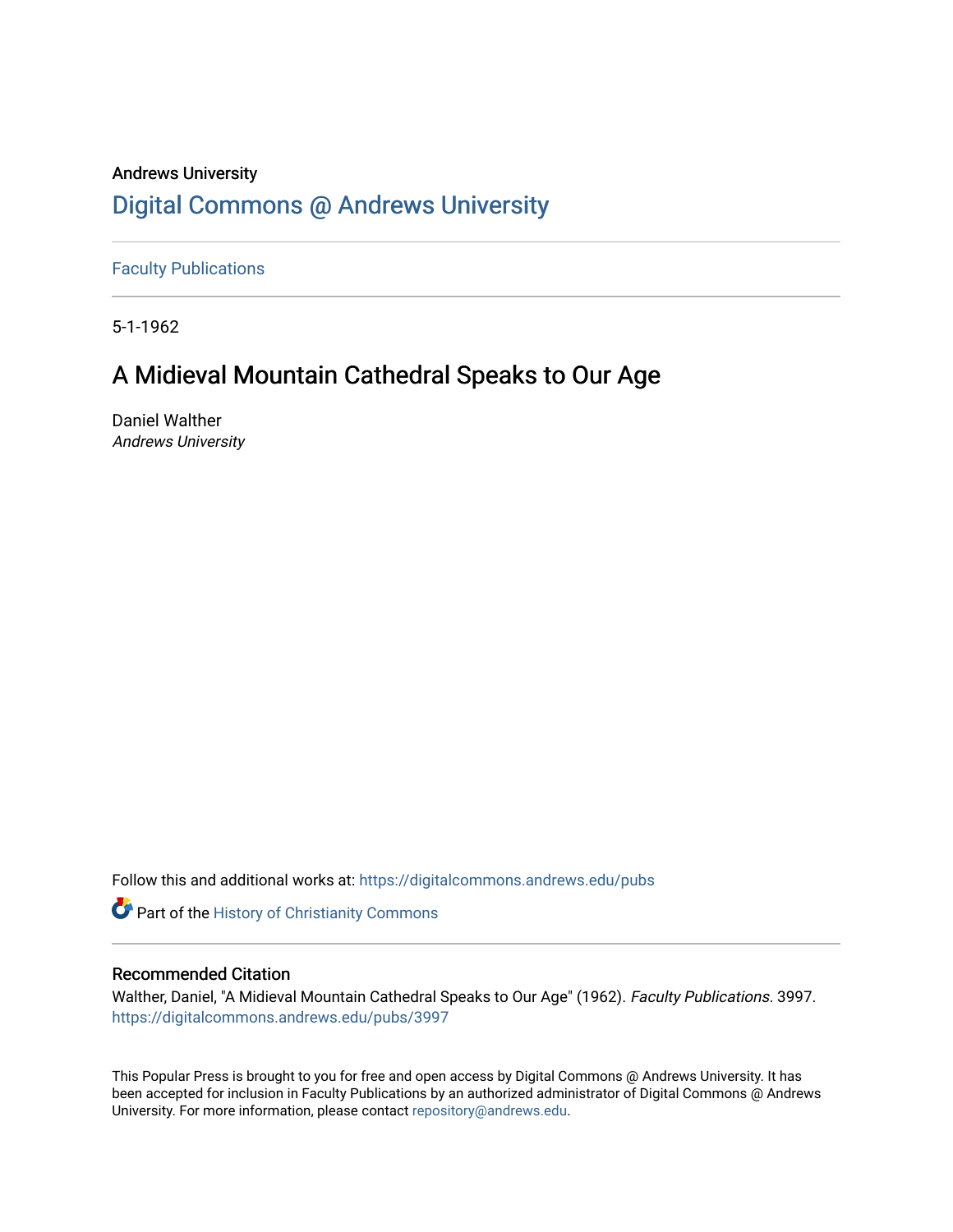Andrews University

# Digital Commons @ Andrews University

Faculty Publications

5-1-1962

## A Midieval Mountain Cathedral Speaks to Our Age

Daniel Walther
*Andrews University*

Follow this and additional works at: https://digitalcommons.andrews.edu/pubs

Part of the History of Christianity Commons

### Recommended Citation

Walther, Daniel, "A Midieval Mountain Cathedral Speaks to Our Age" (1962). *Faculty Publications*. 3997.
https://digitalcommons.andrews.edu/pubs/3997

This Popular Press is brought to you for free and open access by Digital Commons @ Andrews University. It has been accepted for inclusion in Faculty Publications by an authorized administrator of Digital Commons @ Andrews University. For more information, please contact repository@andrews.edu.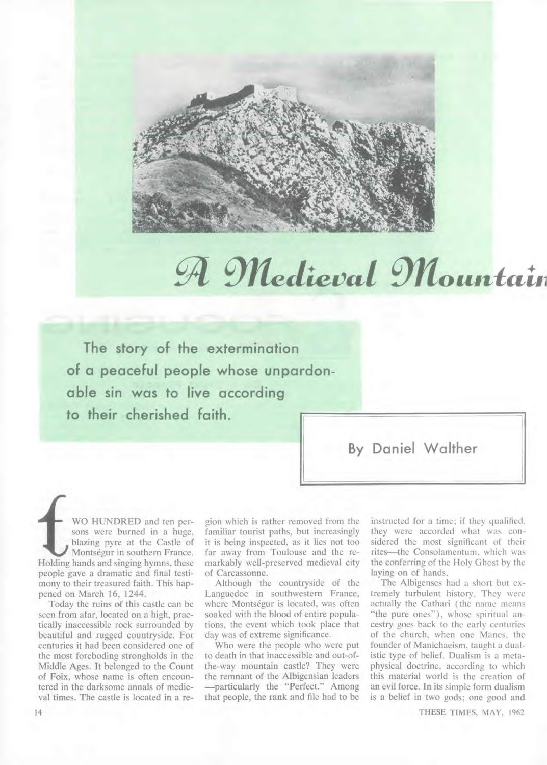# A Medieval Mountain

**The story of the extermination of a peaceful people whose unpardonable sin was to live according to their cherished faith.**

By Daniel Walther

TWO HUNDRED and ten persons were burned in a huge, blazing pyre at the Castle of Montségur in southern France. Holding hands and singing hymns, these people gave a dramatic and final testimony to their treasured faith. This happened on March 16, 1244.

Today the ruins of this castle can be seen from afar, located on a high, practically inaccessible rock surrounded by beautiful and rugged countryside. For centuries it had been considered one of the most foreboding strongholds in the Middle Ages. It belonged to the Count of Foix, whose name is often encountered in the darksome annals of medieval times. The castle is located in a region which is rather removed from the familiar tourist paths, but increasingly it is being inspected, as it lies not too far away from Toulouse and the remarkably well-preserved medieval city of Carcassonne.

Although the countryside of the Languedoc in southwestern France, where Montségur is located, was often soaked with the blood of entire populations, the event which took place that day was of extreme significance.

Who were the people who were put to death in that inaccessible and out-of-the-way mountain castle? They were the remnant of the Albigensian leaders—particularly the "Perfect." Among that people, the rank and file had to be instructed for a time; if they qualified, they were accorded what was considered the most significant of their rites—the Consolamentum, which was the conferring of the Holy Ghost by the laying on of hands.

The Albigenses had a short but extremely turbulent history. They were actually the Cathari (the name means "the pure ones"), whose spiritual ancestry goes back to the early centuries of the church, when one Manes, the founder of Manichaeism, taught a dualistic type of belief. Dualism is a metaphysical doctrine, according to which this material world is the creation of an evil force. In its simple form dualism is a belief in two gods; one good and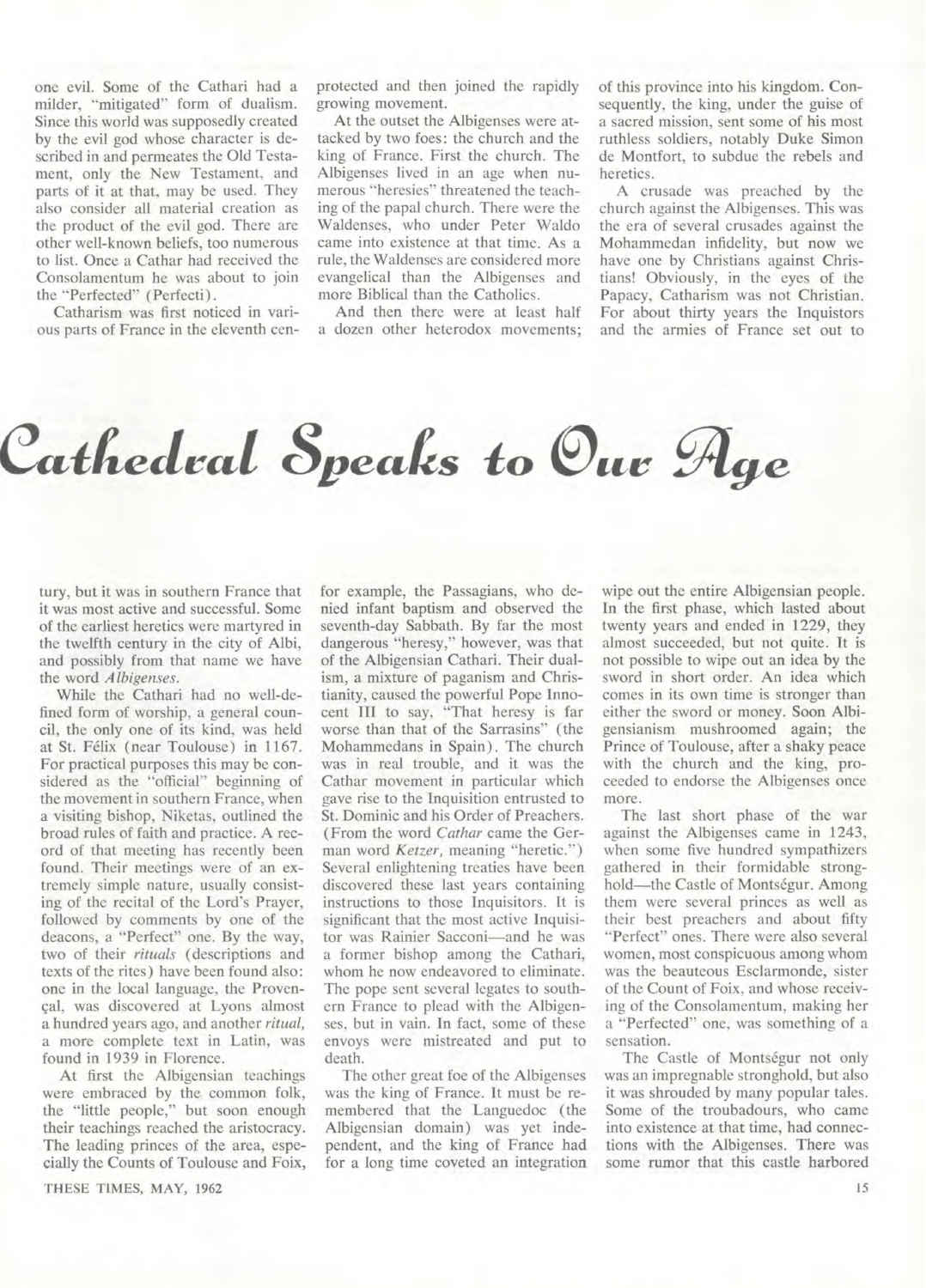one evil. Some of the Cathari had a milder, "mitigated" form of dualism. Since this world was supposedly created by the evil god whose character is described in and permeates the Old Testament, only the New Testament, and parts of it at that, may be used. They also consider all material creation as the product of the evil god. There are other well-known beliefs, too numerous to list. Once a Cathar had received the Consolamentum he was about to join the "Perfected" (Perfecti).

Catharism was first noticed in various parts of France in the eleventh century, but it was in southern France that it was most active and successful. Some of the earliest heretics were martyred in the twelfth century in the city of Albi, and possibly from that name we have the word *Albigenses*.

While the Cathari had no well-defined form of worship, a general council, the only one of its kind, was held at St. Félix (near Toulouse) in 1167. For practical purposes this may be considered as the "official" beginning of the movement in southern France, when a visiting bishop, Niketas, outlined the broad rules of faith and practice. A record of that meeting has recently been found. Their meetings were of an extremely simple nature, usually consisting of the recital of the Lord's Prayer, followed by comments by one of the deacons, a "Perfect" one. By the way, two of their *rituals* (descriptions and texts of the rites) have been found also: one in the local language, the Provençal, was discovered at Lyons almost a hundred years ago, and another *ritual*, a more complete text in Latin, was found in 1939 in Florence.

At first the Albigensian teachings were embraced by the common folk, the "little people," but soon enough their teachings reached the aristocracy. The leading princes of the area, especially the Counts of Toulouse and Foix, protected and then joined the rapidly growing movement.

At the outset the Albigenses were attacked by two foes: the church and the king of France. First the church. The Albigenses lived in an age when numerous "heresies" threatened the teaching of the papal church. There were the Waldenses, who under Peter Waldo came into existence at that time. As a rule, the Waldenses are considered more evangelical than the Albigenses and more Biblical than the Catholics.

And then there were at least half a dozen other heterodox movements; for example, the Passagians, who denied infant baptism and observed the seventh-day Sabbath. By far the most dangerous "heresy," however, was that of the Albigensian Cathari. Their dualism, a mixture of paganism and Christianity, caused the powerful Pope Innocent III to say, "That heresy is far worse than that of the Sarrasins" (the Mohammedans in Spain). The church was in real trouble, and it was the Cathar movement in particular which gave rise to the Inquisition entrusted to St. Dominic and his Order of Preachers. (From the word *Cathar* came the German word *Ketzer*, meaning "heretic.") Several enlightening treaties have been discovered these last years containing instructions to those Inquisitors. It is significant that the most active Inquisitor was Rainier Sacconi—and he was a former bishop among the Cathari, whom he now endeavored to eliminate. The pope sent several legates to southern France to plead with the Albigenses, but in vain. In fact, some of these envoys were mistreated and put to death.

The other great foe of the Albigenses was the king of France. It must be remembered that the Languedoc (the Albigensian domain) was yet independent, and the king of France had for a long time coveted an integration of this province into his kingdom. Consequently, the king, under the guise of a sacred mission, sent some of his most ruthless soldiers, notably Duke Simon de Montfort, to subdue the rebels and heretics.

A crusade was preached by the church against the Albigenses. This was the era of several crusades against the Mohammedan infidelity, but now we have one by Christians against Christians! Obviously, in the eyes of the Papacy, Catharism was not Christian. For about thirty years the Inquistors and the armies of France set out to wipe out the entire Albigensian people. In the first phase, which lasted about twenty years and ended in 1229, they almost succeeded, but not quite. It is not possible to wipe out an idea by the sword in short order. An idea which comes in its own time is stronger than either the sword or money. Soon Albigensianism mushroomed again; the Prince of Toulouse, after a shaky peace with the church and the king, proceeded to endorse the Albigenses once more.

The last short phase of the war against the Albigenses came in 1243, when some five hundred sympathizers gathered in their formidable stronghold—the Castle of Montségur. Among them were several princes as well as their best preachers and about fifty "Perfect" ones. There were also several women, most conspicuous among whom was the beauteous Esclarmonde, sister of the Count of Foix, and whose receiving of the Consolamentum, making her a "Perfected" one, was something of a sensation.

The Castle of Montségur not only was an impregnable stronghold, but also it was shrouded by many popular tales. Some of the troubadours, who came into existence at that time, had connections with the Albigenses. There was some rumor that this castle harbored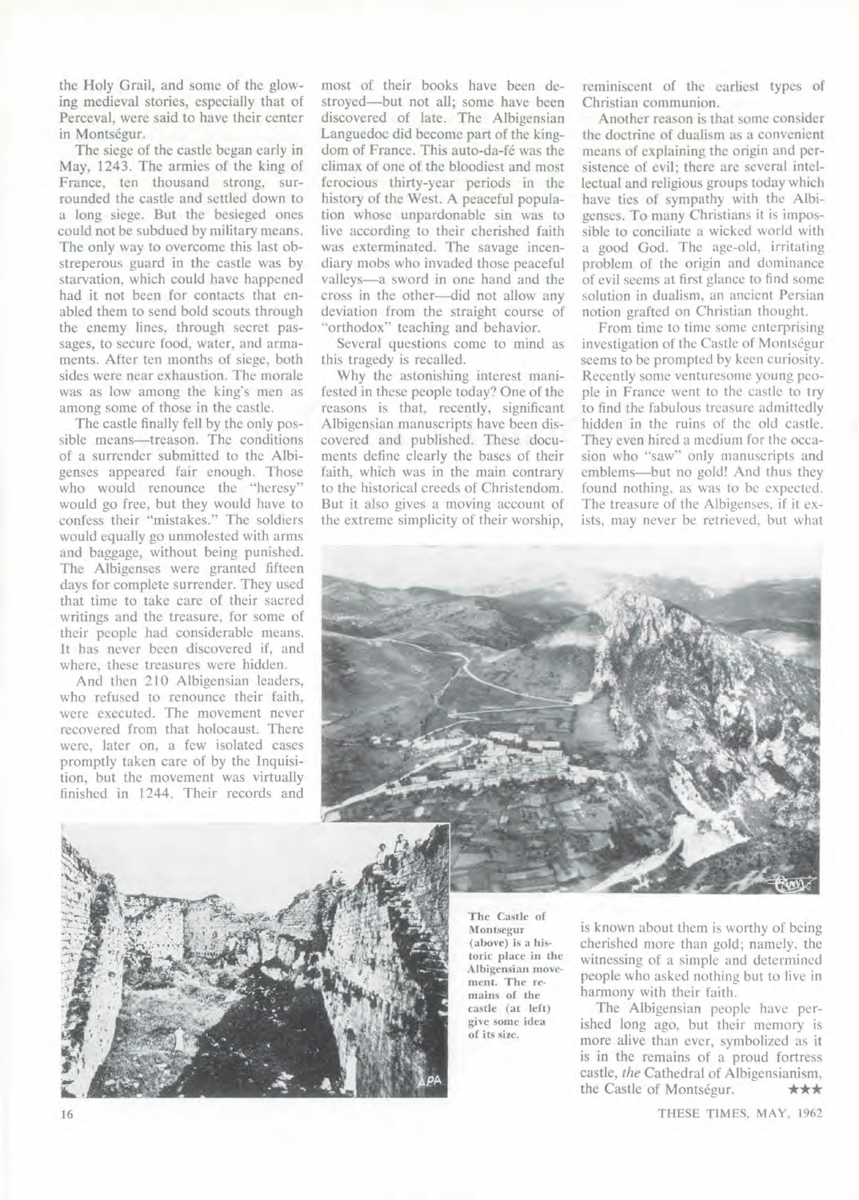the Holy Grail, and some of the glowing medieval stories, especially that of Perceval, were said to have their center in Montségur.

The siege of the castle began early in May, 1243. The armies of the king of France, ten thousand strong, surrounded the castle and settled down to a long siege. But the besieged ones could not be subdued by military means. The only way to overcome this last obstreperous guard in the castle was by starvation, which could have happened had it not been for contacts that enabled them to send bold scouts through the enemy lines, through secret passages, to secure food, water, and armaments. After ten months of siege, both sides were near exhaustion. The morale was as low among the king's men as among some of those in the castle.

The castle finally fell by the only possible means—treason. The conditions of a surrender submitted to the Albigenses appeared fair enough. Those who would renounce the "heresy" would go free, but they would have to confess their "mistakes." The soldiers would equally go unmolested with arms and baggage, without being punished. The Albigenses were granted fifteen days for complete surrender. They used that time to take care of their sacred writings and the treasure, for some of their people had considerable means. It has never been discovered if, and where, these treasures were hidden.

And then 210 Albigensian leaders, who refused to renounce their faith, were executed. The movement never recovered from that holocaust. There were, later on, a few isolated cases promptly taken care of by the Inquisition, but the movement was virtually finished in 1244. Their records and most of their books have been destroyed—but not all; some have been discovered of late. The Albigensian Languedoc did become part of the kingdom of France. This auto-da-fé was the climax of one of the bloodiest and most ferocious thirty-year periods in the history of the West. A peaceful population whose unpardonable sin was to live according to their cherished faith was exterminated. The savage incendiary mobs who invaded those peaceful valleys—a sword in one hand and the cross in the other—did not allow any deviation from the straight course of "orthodox" teaching and behavior.

Several questions come to mind as this tragedy is recalled.

Why the astonishing interest manifested in these people today? One of the reasons is that, recently, significant Albigensian manuscripts have been discovered and published. These documents define clearly the bases of their faith, which was in the main contrary to the historical creeds of Christendom. But it also gives a moving account of the extreme simplicity of their worship, reminiscent of the earliest types of Christian communion.

Another reason is that some consider the doctrine of dualism as a convenient means of explaining the origin and persistence of evil; there are several intellectual and religious groups today which have ties of sympathy with the Albigenses. To many Christians it is impossible to conciliate a wicked world with a good God. The age-old, irritating problem of the origin and dominance of evil seems at first glance to find some solution in dualism, an ancient Persian notion grafted on Christian thought.

From time to time some enterprising investigation of the Castle of Montségur seems to be prompted by keen curiosity. Recently some venturesome young people in France went to the castle to try to find the fabulous treasure admittedly hidden in the ruins of the old castle. They even hired a medium for the occasion who "saw" only manuscripts and emblems—but no gold! And thus they found nothing, as was to be expected. The treasure of the Albigenses, if it exists, may never be retrieved, but what is known about them is worthy of being cherished more than gold; namely, the witnessing of a simple and determined people who asked nothing but to live in harmony with their faith.

The Albigensian people have perished long ago, but their memory is more alive than ever, symbolized as it is in the remains of a proud fortress castle, *the* Cathedral of Albigensianism, the Castle of Montségur. ★★★

**The Castle of Montsegur (above) is a historic place in the Albigensian movement. The remains of the castle (at left) give some idea of its size.**